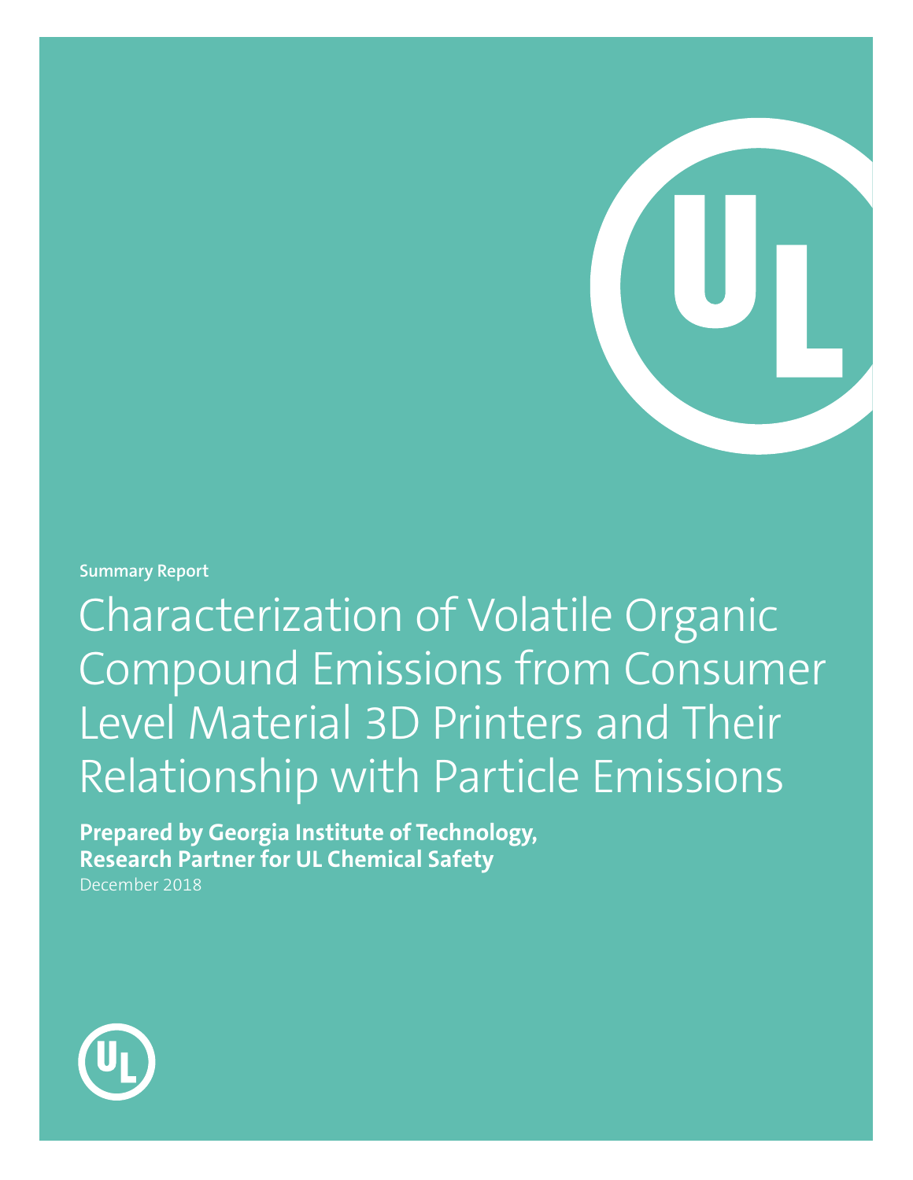Summary Report

# Characterization of Volatile Organic Compound Emissions from Consumer Level Material 3D Printers and Their Relationship with Particle Emissions

**Prepared by Georgia Institute of Technology, Research Partner for UL Chemical Safety**

December 2018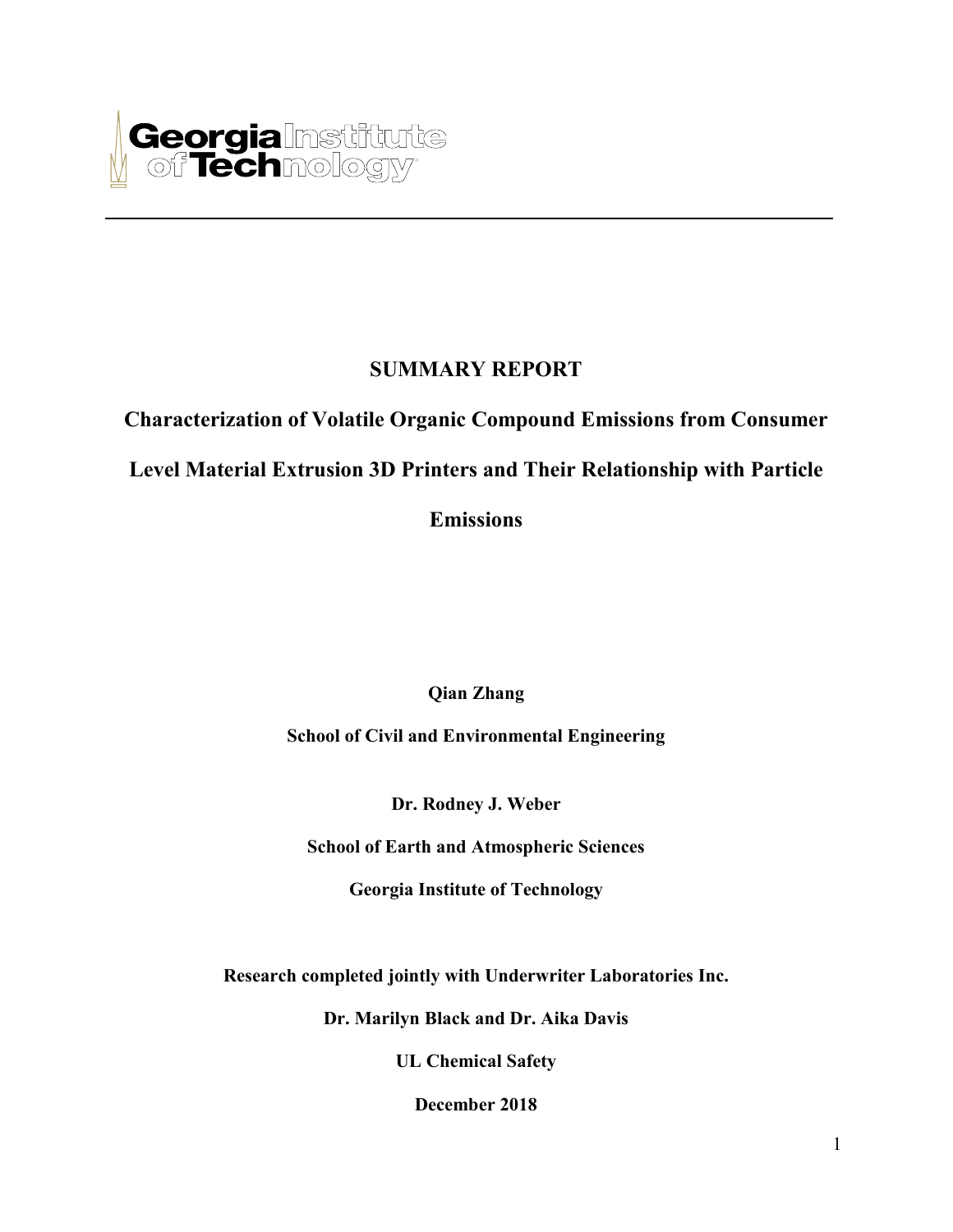Georgia Institute of Technology

# SUMMARY REPORT

## Characterization of Volatile Organic Compound Emissions from Consumer Level Material Extrusion 3D Printers and Their Relationship with Particle Emissions

**Qian Zhang**

**School of Civil and Environmental Engineering**

**Dr. Rodney J. Weber**

**School of Earth and Atmospheric Sciences**

**Georgia Institute of Technology**

**Research completed jointly with Underwriter Laboratories Inc.**

**Dr. Marilyn Black and Dr. Aika Davis**

**UL Chemical Safety**

**December 2018**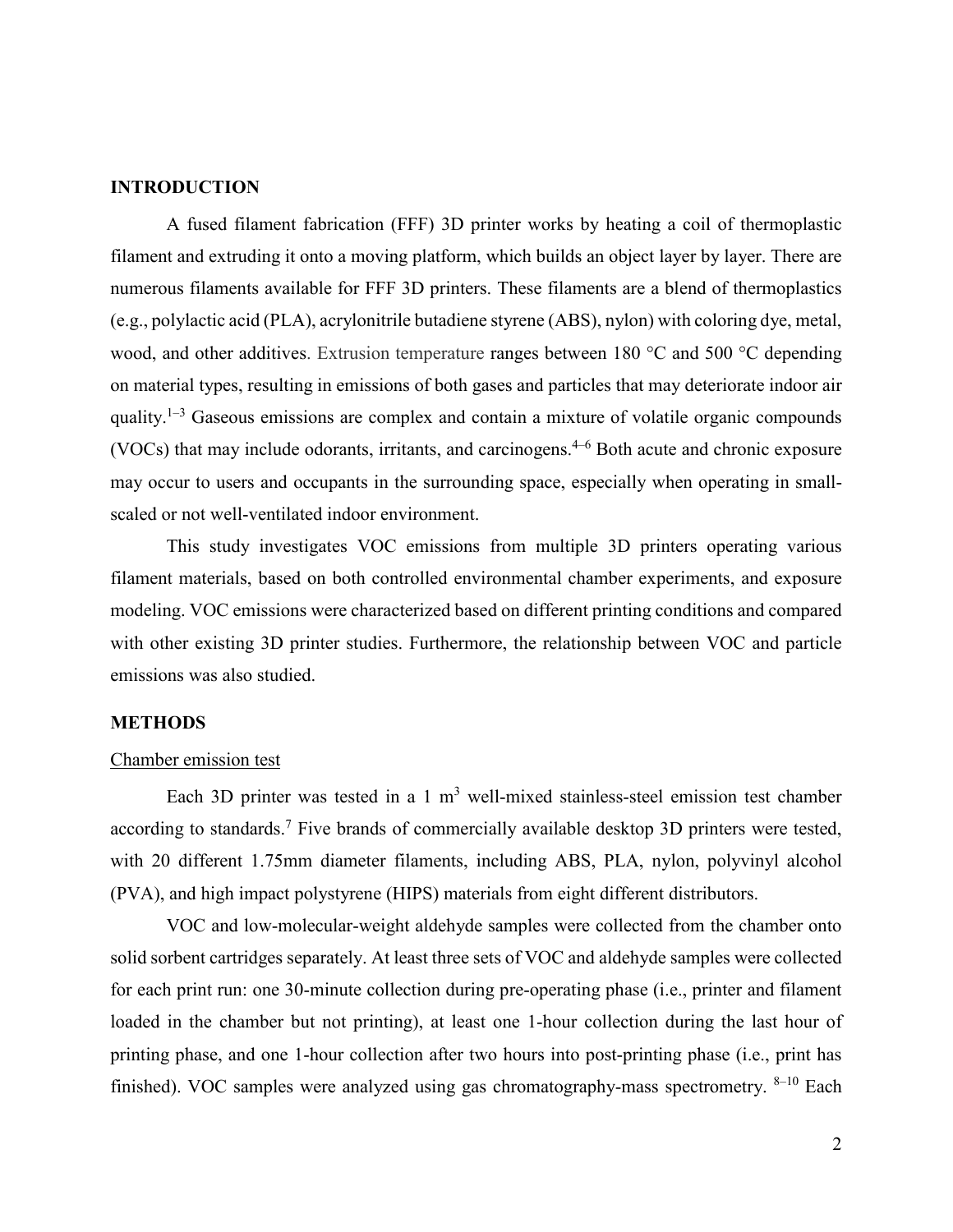## INTRODUCTION

A fused filament fabrication (FFF) 3D printer works by heating a coil of thermoplastic filament and extruding it onto a moving platform, which builds an object layer by layer. There are numerous filaments available for FFF 3D printers. These filaments are a blend of thermoplastics (e.g., polylactic acid (PLA), acrylonitrile butadiene styrene (ABS), nylon) with coloring dye, metal, wood, and other additives. Extrusion temperature ranges between 180 °C and 500 °C depending on material types, resulting in emissions of both gases and particles that may deteriorate indoor air quality.[1–3] Gaseous emissions are complex and contain a mixture of volatile organic compounds (VOCs) that may include odorants, irritants, and carcinogens.[4–6] Both acute and chronic exposure may occur to users and occupants in the surrounding space, especially when operating in small-scaled or not well-ventilated indoor environment.

This study investigates VOC emissions from multiple 3D printers operating various filament materials, based on both controlled environmental chamber experiments, and exposure modeling. VOC emissions were characterized based on different printing conditions and compared with other existing 3D printer studies. Furthermore, the relationship between VOC and particle emissions was also studied.

## METHODS

### Chamber emission test

Each 3D printer was tested in a 1 $m^3$ well-mixed stainless-steel emission test chamber according to standards.[7] Five brands of commercially available desktop 3D printers were tested, with 20 different 1.75mm diameter filaments, including ABS, PLA, nylon, polyvinyl alcohol (PVA), and high impact polystyrene (HIPS) materials from eight different distributors.

VOC and low-molecular-weight aldehyde samples were collected from the chamber onto solid sorbent cartridges separately. At least three sets of VOC and aldehyde samples were collected for each print run: one 30-minute collection during pre-operating phase (i.e., printer and filament loaded in the chamber but not printing), at least one 1-hour collection during the last hour of printing phase, and one 1-hour collection after two hours into post-printing phase (i.e., print has finished). VOC samples were analyzed using gas chromatography-mass spectrometry. [8–10] Each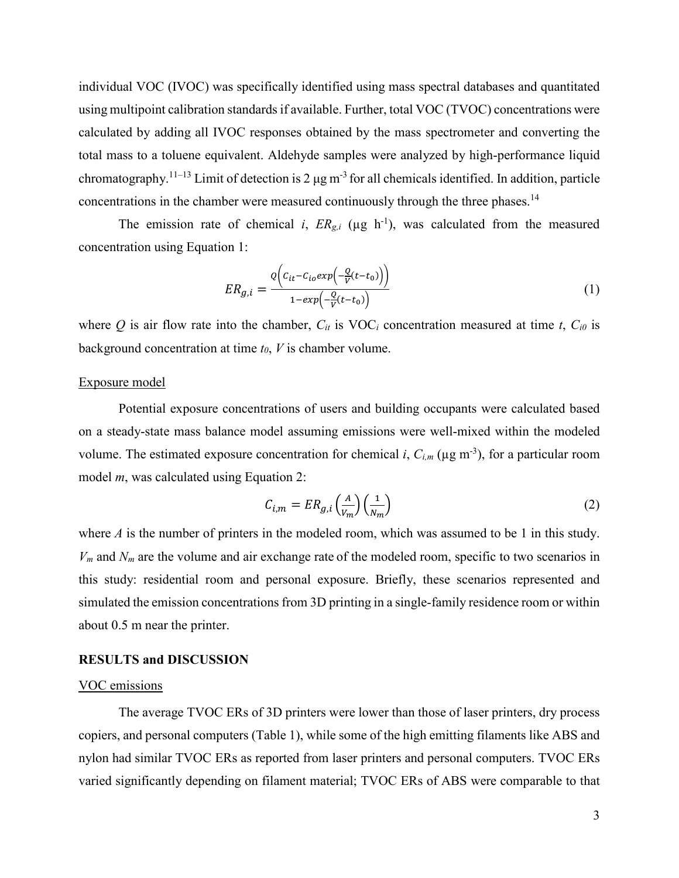individual VOC (IVOC) was specifically identified using mass spectral databases and quantitated using multipoint calibration standards if available. Further, total VOC (TVOC) concentrations were calculated by adding all IVOC responses obtained by the mass spectrometer and converting the total mass to a toluene equivalent. Aldehyde samples were analyzed by high-performance liquid chromatography.[11–13] Limit of detection is 2 μg m$^{-3}$ for all chemicals identified. In addition, particle concentrations in the chamber were measured continuously through the three phases.[14]

The emission rate of chemical *i*, $ER_{g,i}$ (μg h$^{-1}$), was calculated from the measured concentration using Equation 1:

$$ER_{g,i} = \frac{Q\left(C_{it} - C_{io} exp\left(-\frac{Q}{V}(t - t_0)\right)\right)}{1 - exp\left(-\frac{Q}{V}(t - t_0)\right)} \tag{1}$$

where $Q$ is air flow rate into the chamber, $C_{it}$ is VOC$_i$ concentration measured at time $t$, $C_{i0}$ is background concentration at time $t_0$, $V$ is chamber volume.

Exposure model

Potential exposure concentrations of users and building occupants were calculated based on a steady-state mass balance model assuming emissions were well-mixed within the modeled volume. The estimated exposure concentration for chemical *i*, $C_{i,m}$ (μg m$^{-3}$), for a particular room model *m*, was calculated using Equation 2:

$$C_{i,m} = ER_{g,i}\left(\frac{A}{V_m}\right)\left(\frac{1}{N_m}\right) \tag{2}$$

where $A$ is the number of printers in the modeled room, which was assumed to be 1 in this study. $V_m$ and $N_m$ are the volume and air exchange rate of the modeled room, specific to two scenarios in this study: residential room and personal exposure. Briefly, these scenarios represented and simulated the emission concentrations from 3D printing in a single-family residence room or within about 0.5 m near the printer.

## RESULTS and DISCUSSION

VOC emissions

The average TVOC ERs of 3D printers were lower than those of laser printers, dry process copiers, and personal computers (Table 1), while some of the high emitting filaments like ABS and nylon had similar TVOC ERs as reported from laser printers and personal computers. TVOC ERs varied significantly depending on filament material; TVOC ERs of ABS were comparable to that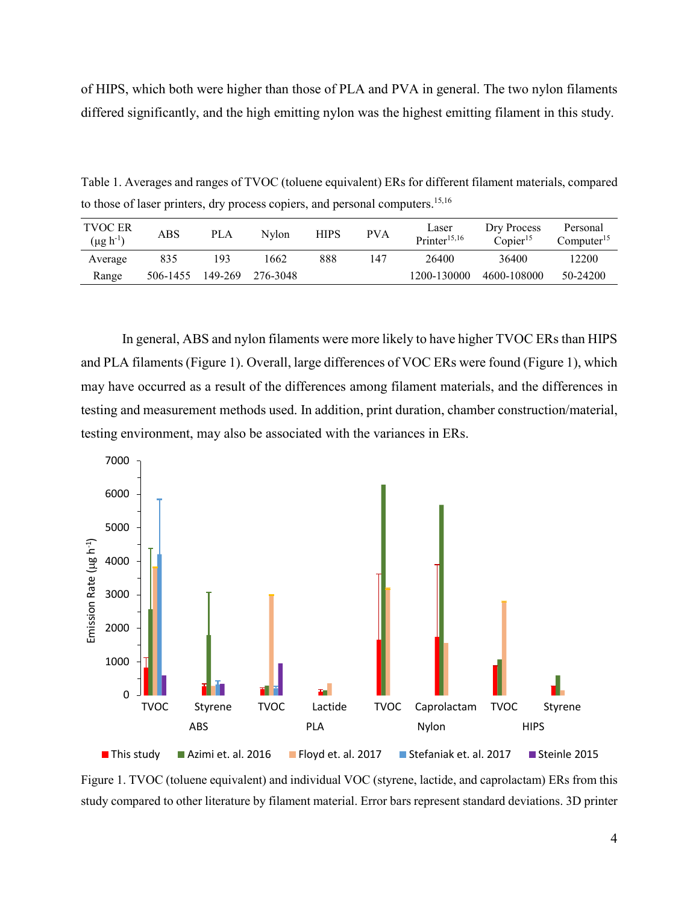of HIPS, which both were higher than those of PLA and PVA in general. The two nylon filaments differed significantly, and the high emitting nylon was the highest emitting filament in this study.

Table 1. Averages and ranges of TVOC (toluene equivalent) ERs for different filament materials, compared to those of laser printers, dry process copiers, and personal computers.[15,16]

| TVOC ER ($\mu g\ h^{-1}$) | ABS | PLA | Nylon | HIPS | PVA | Laser Printer[15,16] | Dry Process Copier[15] | Personal Computer[15] |
|---|---|---|---|---|---|---|---|---|
| Average | 835 | 193 | 1662 | 888 | 147 | 26400 | 36400 | 12200 |
| Range | 506-1455 | 149-269 | 276-3048 | | | 1200-130000 | 4600-108000 | 50-24200 |

In general, ABS and nylon filaments were more likely to have higher TVOC ERs than HIPS and PLA filaments (Figure 1). Overall, large differences of VOC ERs were found (Figure 1), which may have occurred as a result of the differences among filament materials, and the differences in testing and measurement methods used. In addition, print duration, chamber construction/material, testing environment, may also be associated with the variances in ERs.

Figure 1. TVOC (toluene equivalent) and individual VOC (styrene, lactide, and caprolactam) ERs from this study compared to other literature by filament material. Error bars represent standard deviations. 3D printer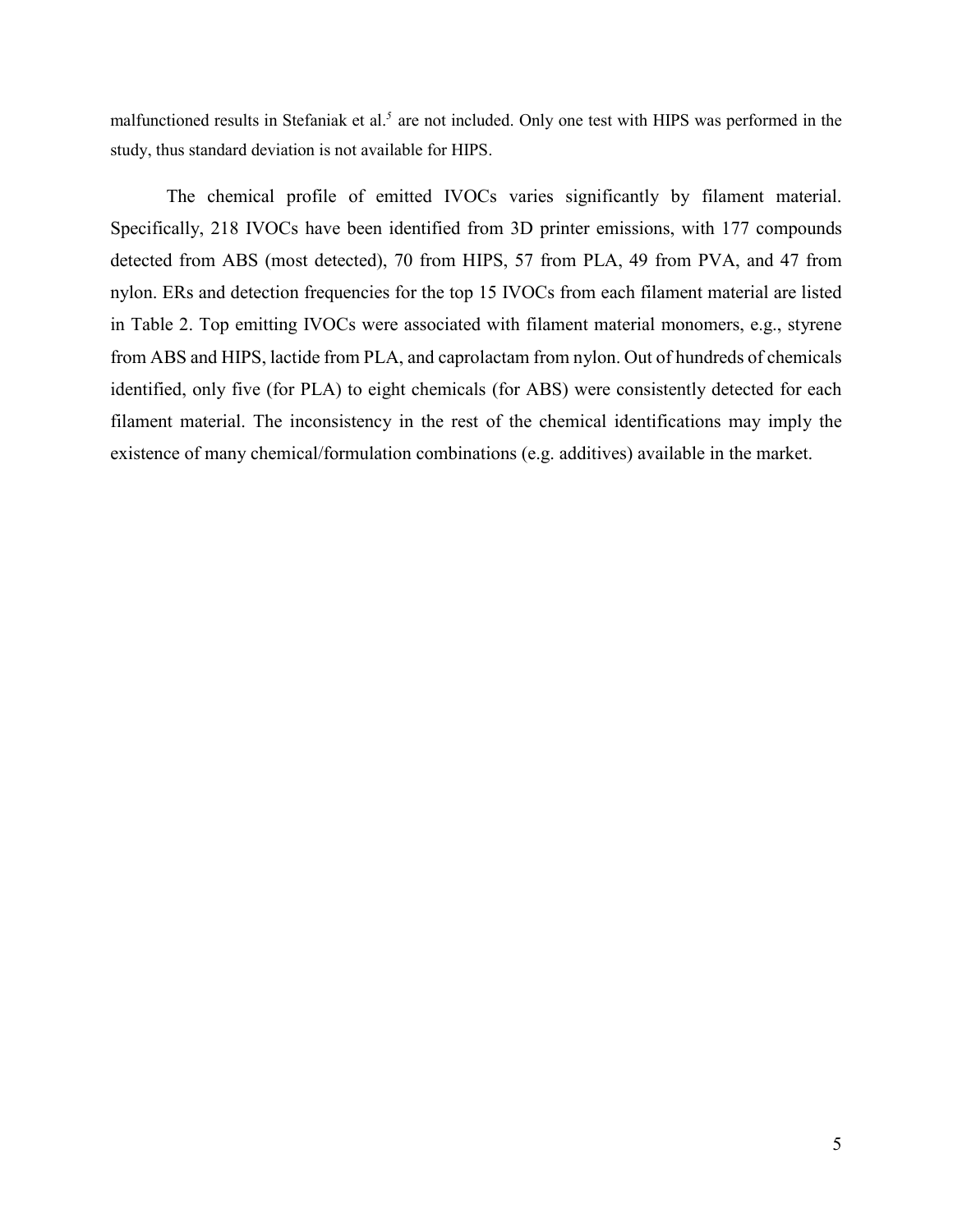malfunctioned results in Stefaniak et al.[5] are not included. Only one test with HIPS was performed in the study, thus standard deviation is not available for HIPS.

The chemical profile of emitted IVOCs varies significantly by filament material. Specifically, 218 IVOCs have been identified from 3D printer emissions, with 177 compounds detected from ABS (most detected), 70 from HIPS, 57 from PLA, 49 from PVA, and 47 from nylon. ERs and detection frequencies for the top 15 IVOCs from each filament material are listed in Table 2. Top emitting IVOCs were associated with filament material monomers, e.g., styrene from ABS and HIPS, lactide from PLA, and caprolactam from nylon. Out of hundreds of chemicals identified, only five (for PLA) to eight chemicals (for ABS) were consistently detected for each filament material. The inconsistency in the rest of the chemical identifications may imply the existence of many chemical/formulation combinations (e.g. additives) available in the market.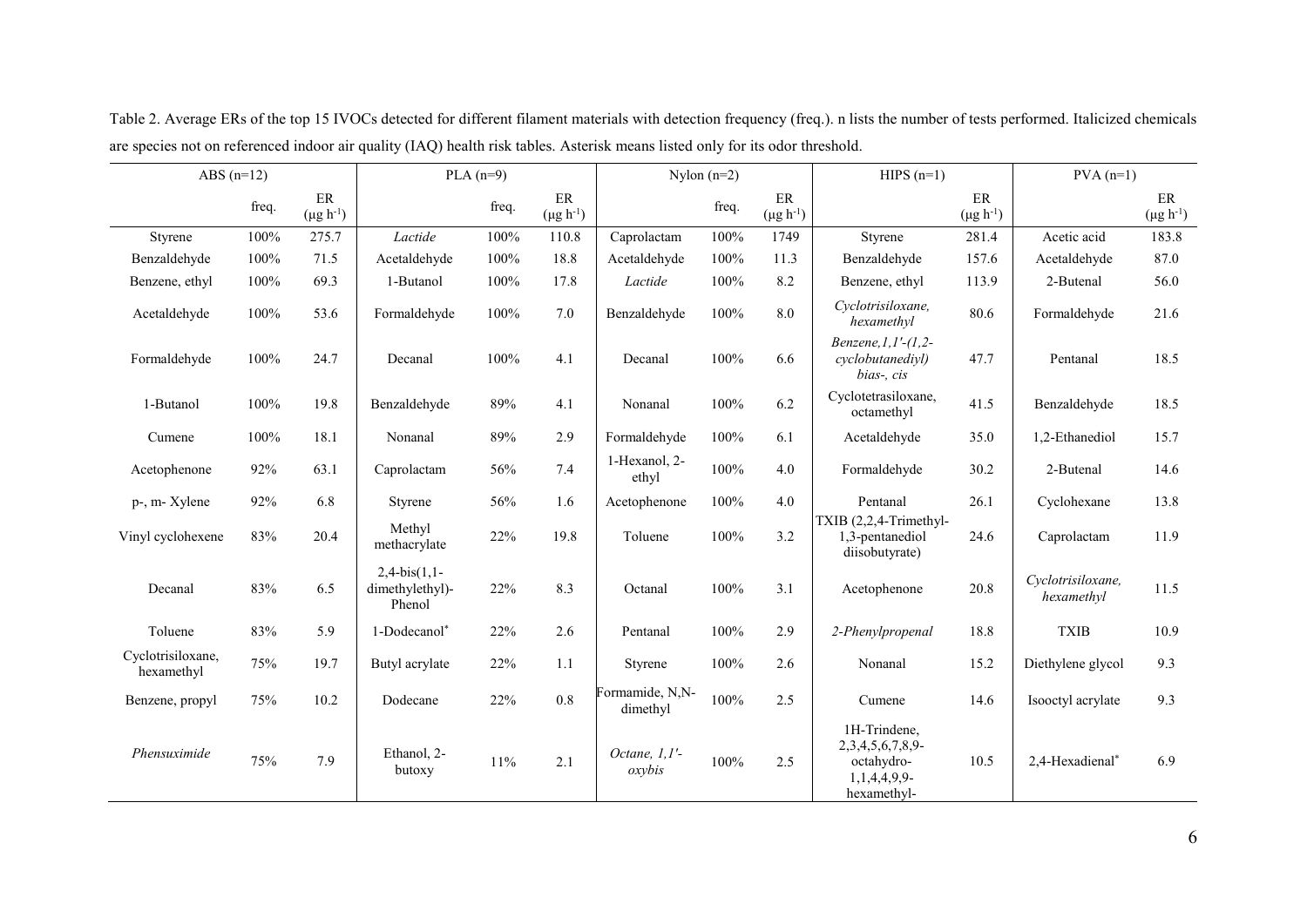Table 2. Average ERs of the top 15 IVOCs detected for different filament materials with detection frequency (freq.). n lists the number of tests performed. Italicized chemicals are species not on referenced indoor air quality (IAQ) health risk tables. Asterisk means listed only for its odor threshold.

| ABS (n=12) | | | PLA (n=9) | | | Nylon (n=2) | | | HIPS (n=1) | | PVA (n=1) | |
|---|---|---|---|---|---|---|---|---|---|---|---|---|
| | freq. | ER ($\mu g\ h^{-1}$) | | freq. | ER ($\mu g\ h^{-1}$) | | freq. | ER ($\mu g\ h^{-1}$) | | ER ($\mu g\ h^{-1}$) | | ER ($\mu g\ h^{-1}$) |
| Styrene | 100% | 275.7 | *Lactide* | 100% | 110.8 | Caprolactam | 100% | 1749 | Styrene | 281.4 | Acetic acid | 183.8 |
| Benzaldehyde | 100% | 71.5 | Acetaldehyde | 100% | 18.8 | Acetaldehyde | 100% | 11.3 | Benzaldehyde | 157.6 | Acetaldehyde | 87.0 |
| Benzene, ethyl | 100% | 69.3 | 1-Butanol | 100% | 17.8 | *Lactide* | 100% | 8.2 | Benzene, ethyl | 113.9 | 2-Butenal | 56.0 |
| Acetaldehyde | 100% | 53.6 | Formaldehyde | 100% | 7.0 | Benzaldehyde | 100% | 8.0 | *Cyclotrisiloxane, hexamethyl* | 80.6 | Formaldehyde | 21.6 |
| Formaldehyde | 100% | 24.7 | Decanal | 100% | 4.1 | Decanal | 100% | 6.6 | *Benzene,1,1'-(1,2-cyclobutanediyl) bias-, cis* | 47.7 | Pentanal | 18.5 |
| 1-Butanol | 100% | 19.8 | Benzaldehyde | 89% | 4.1 | Nonanal | 100% | 6.2 | Cyclotetrasiloxane, octamethyl | 41.5 | Benzaldehyde | 18.5 |
| Cumene | 100% | 18.1 | Nonanal | 89% | 2.9 | Formaldehyde | 100% | 6.1 | Acetaldehyde | 35.0 | 1,2-Ethanediol | 15.7 |
| Acetophenone | 92% | 63.1 | Caprolactam | 56% | 7.4 | 1-Hexanol, 2-ethyl | 100% | 4.0 | Formaldehyde | 30.2 | 2-Butenal | 14.6 |
| p-, m- Xylene | 92% | 6.8 | Styrene | 56% | 1.6 | Acetophenone | 100% | 4.0 | Pentanal | 26.1 | Cyclohexane | 13.8 |
| Vinyl cyclohexene | 83% | 20.4 | Methyl methacrylate | 22% | 19.8 | Toluene | 100% | 3.2 | TXIB (2,2,4-Trimethyl-1,3-pentanediol diisobutyrate) | 24.6 | Caprolactam | 11.9 |
| Decanal | 83% | 6.5 | 2,4-bis(1,1-dimethylethyl)-Phenol | 22% | 8.3 | Octanal | 100% | 3.1 | Acetophenone | 20.8 | *Cyclotrisiloxane, hexamethyl* | 11.5 |
| Toluene | 83% | 5.9 | 1-Dodecanol* | 22% | 2.6 | Pentanal | 100% | 2.9 | *2-Phenylpropenal* | 18.8 | TXIB | 10.9 |
| Cyclotrisiloxane, hexamethyl | 75% | 19.7 | Butyl acrylate | 22% | 1.1 | Styrene | 100% | 2.6 | Nonanal | 15.2 | Diethylene glycol | 9.3 |
| Benzene, propyl | 75% | 10.2 | Dodecane | 22% | 0.8 | Formamide, N,N-dimethyl | 100% | 2.5 | Cumene | 14.6 | Isooctyl acrylate | 9.3 |
| *Phensuximide* | 75% | 7.9 | Ethanol, 2-butoxy | 11% | 2.1 | *Octane, 1,1'-oxybis* | 100% | 2.5 | 1H-Trindene, 2,3,4,5,6,7,8,9-octahydro-1,1,4,4,9,9-hexamethyl- | 10.5 | 2,4-Hexadienal* | 6.9 |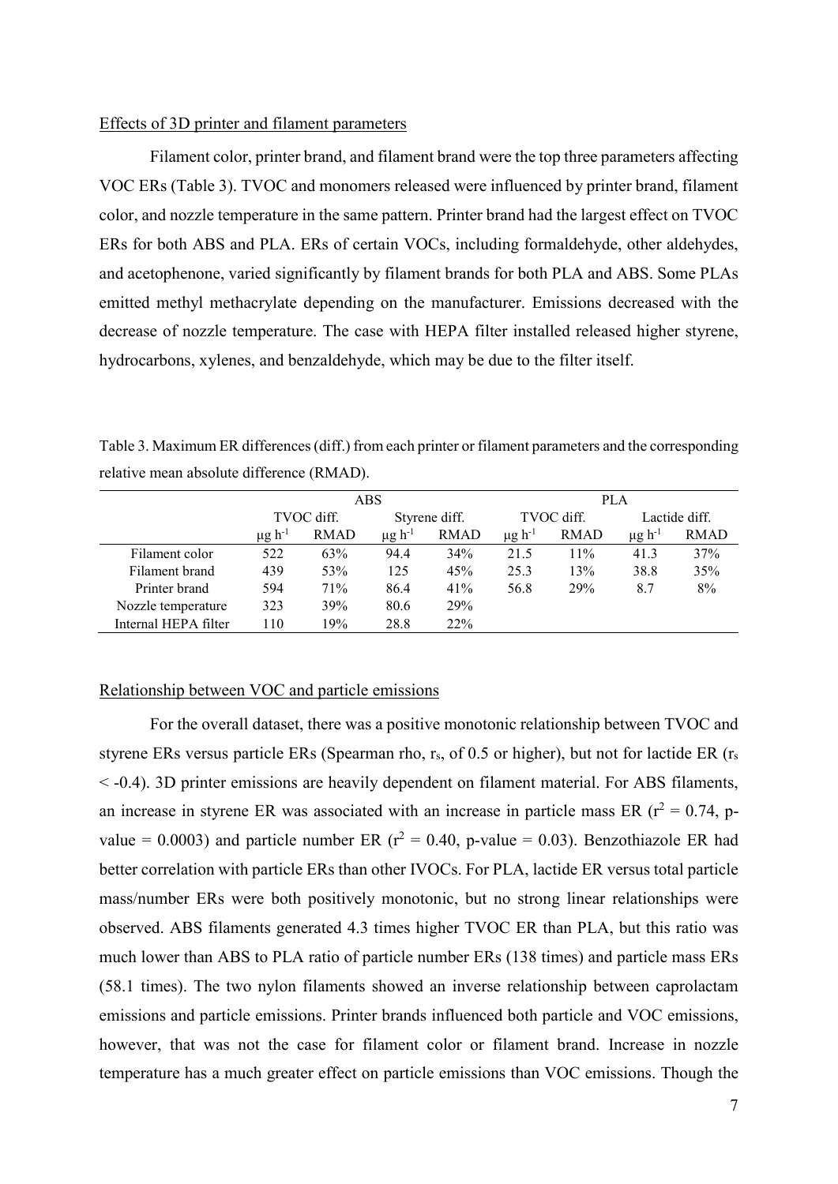Effects of 3D printer and filament parameters

Filament color, printer brand, and filament brand were the top three parameters affecting VOC ERs (Table 3). TVOC and monomers released were influenced by printer brand, filament color, and nozzle temperature in the same pattern. Printer brand had the largest effect on TVOC ERs for both ABS and PLA. ERs of certain VOCs, including formaldehyde, other aldehydes, and acetophenone, varied significantly by filament brands for both PLA and ABS. Some PLAs emitted methyl methacrylate depending on the manufacturer. Emissions decreased with the decrease of nozzle temperature. The case with HEPA filter installed released higher styrene, hydrocarbons, xylenes, and benzaldehyde, which may be due to the filter itself.

Table 3. Maximum ER differences (diff.) from each printer or filament parameters and the corresponding relative mean absolute difference (RMAD).

| | ABS | | | | PLA | | | |
|---|---|---|---|---|---|---|---|---|
| | TVOC diff. | | Styrene diff. | | TVOC diff. | | Lactide diff. | |
| | $\mu g\ h^{-1}$ | RMAD | $\mu g\ h^{-1}$ | RMAD | $\mu g\ h^{-1}$ | RMAD | $\mu g\ h^{-1}$ | RMAD |
| Filament color | 522 | 63% | 94.4 | 34% | 21.5 | 11% | 41.3 | 37% |
| Filament brand | 439 | 53% | 125 | 45% | 25.3 | 13% | 38.8 | 35% |
| Printer brand | 594 | 71% | 86.4 | 41% | 56.8 | 29% | 8.7 | 8% |
| Nozzle temperature | 323 | 39% | 80.6 | 29% | | | | |
| Internal HEPA filter | 110 | 19% | 28.8 | 22% | | | | |

Relationship between VOC and particle emissions

For the overall dataset, there was a positive monotonic relationship between TVOC and styrene ERs versus particle ERs (Spearman rho, $r_s$, of 0.5 or higher), but not for lactide ER ($r_s < -0.4$). 3D printer emissions are heavily dependent on filament material. For ABS filaments, an increase in styrene ER was associated with an increase in particle mass ER ($r^2 = 0.74$, p-value = 0.0003) and particle number ER ($r^2 = 0.40$, p-value = 0.03). Benzothiazole ER had better correlation with particle ERs than other IVOCs. For PLA, lactide ER versus total particle mass/number ERs were both positively monotonic, but no strong linear relationships were observed. ABS filaments generated 4.3 times higher TVOC ER than PLA, but this ratio was much lower than ABS to PLA ratio of particle number ERs (138 times) and particle mass ERs (58.1 times). The two nylon filaments showed an inverse relationship between caprolactam emissions and particle emissions. Printer brands influenced both particle and VOC emissions, however, that was not the case for filament color or filament brand. Increase in nozzle temperature has a much greater effect on particle emissions than VOC emissions. Though the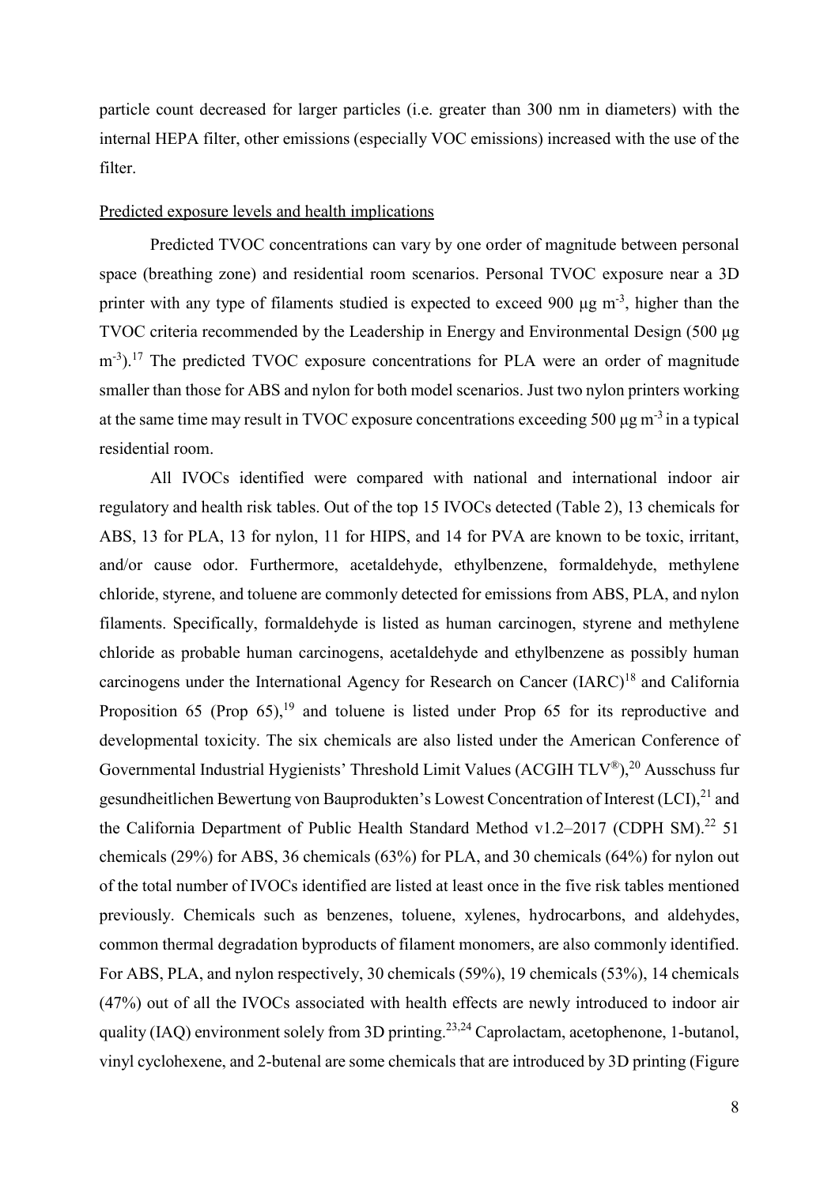particle count decreased for larger particles (i.e. greater than 300 nm in diameters) with the internal HEPA filter, other emissions (especially VOC emissions) increased with the use of the filter.

Predicted exposure levels and health implications

Predicted TVOC concentrations can vary by one order of magnitude between personal space (breathing zone) and residential room scenarios. Personal TVOC exposure near a 3D printer with any type of filaments studied is expected to exceed 900 μg $m^{-3}$, higher than the TVOC criteria recommended by the Leadership in Energy and Environmental Design (500 μg $m^{-3}$).[17] The predicted TVOC exposure concentrations for PLA were an order of magnitude smaller than those for ABS and nylon for both model scenarios. Just two nylon printers working at the same time may result in TVOC exposure concentrations exceeding 500 μg $m^{-3}$ in a typical residential room.

All IVOCs identified were compared with national and international indoor air regulatory and health risk tables. Out of the top 15 IVOCs detected (Table 2), 13 chemicals for ABS, 13 for PLA, 13 for nylon, 11 for HIPS, and 14 for PVA are known to be toxic, irritant, and/or cause odor. Furthermore, acetaldehyde, ethylbenzene, formaldehyde, methylene chloride, styrene, and toluene are commonly detected for emissions from ABS, PLA, and nylon filaments. Specifically, formaldehyde is listed as human carcinogen, styrene and methylene chloride as probable human carcinogens, acetaldehyde and ethylbenzene as possibly human carcinogens under the International Agency for Research on Cancer (IARC)[18] and California Proposition 65 (Prop 65),[19] and toluene is listed under Prop 65 for its reproductive and developmental toxicity. The six chemicals are also listed under the American Conference of Governmental Industrial Hygienists' Threshold Limit Values (ACGIH TLV®),[20] Ausschuss fur gesundheitlichen Bewertung von Bauprodukten's Lowest Concentration of Interest (LCI),[21] and the California Department of Public Health Standard Method v1.2–2017 (CDPH SM).[22] 51 chemicals (29%) for ABS, 36 chemicals (63%) for PLA, and 30 chemicals (64%) for nylon out of the total number of IVOCs identified are listed at least once in the five risk tables mentioned previously. Chemicals such as benzenes, toluene, xylenes, hydrocarbons, and aldehydes, common thermal degradation byproducts of filament monomers, are also commonly identified. For ABS, PLA, and nylon respectively, 30 chemicals (59%), 19 chemicals (53%), 14 chemicals (47%) out of all the IVOCs associated with health effects are newly introduced to indoor air quality (IAQ) environment solely from 3D printing.[23,24] Caprolactam, acetophenone, 1-butanol, vinyl cyclohexene, and 2-butenal are some chemicals that are introduced by 3D printing (Figure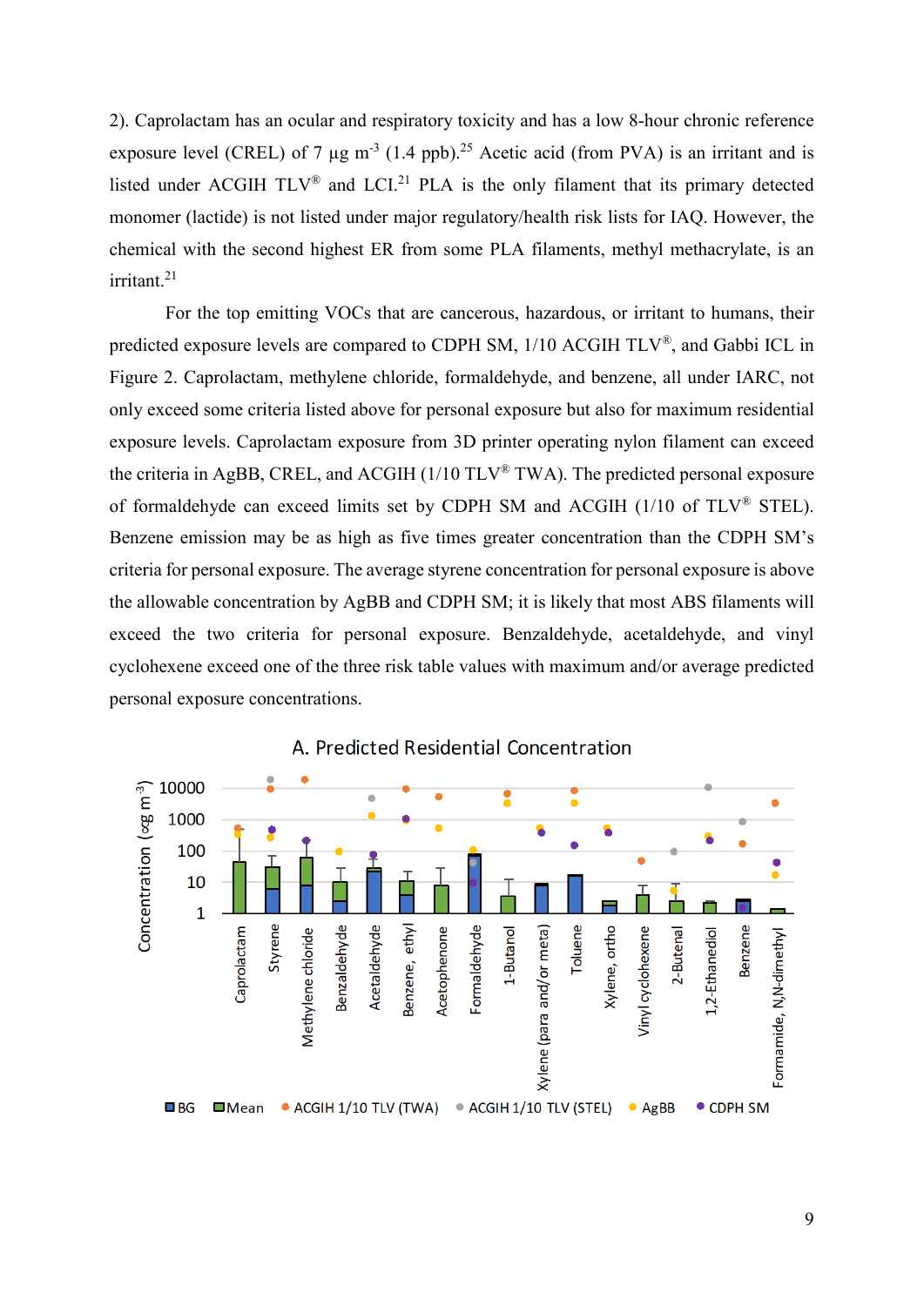2). Caprolactam has an ocular and respiratory toxicity and has a low 8-hour chronic reference exposure level (CREL) of 7 μg $m^{-3}$ (1.4 ppb).[25] Acetic acid (from PVA) is an irritant and is listed under ACGIH TLV® and LCI.[21] PLA is the only filament that its primary detected monomer (lactide) is not listed under major regulatory/health risk lists for IAQ. However, the chemical with the second highest ER from some PLA filaments, methyl methacrylate, is an irritant.[21]

For the top emitting VOCs that are cancerous, hazardous, or irritant to humans, their predicted exposure levels are compared to CDPH SM, 1/10 ACGIH TLV®, and Gabbi ICL in Figure 2. Caprolactam, methylene chloride, formaldehyde, and benzene, all under IARC, not only exceed some criteria listed above for personal exposure but also for maximum residential exposure levels. Caprolactam exposure from 3D printer operating nylon filament can exceed the criteria in AgBB, CREL, and ACGIH (1/10 TLV® TWA). The predicted personal exposure of formaldehyde can exceed limits set by CDPH SM and ACGIH (1/10 of TLV® STEL). Benzene emission may be as high as five times greater concentration than the CDPH SM's criteria for personal exposure. The average styrene concentration for personal exposure is above the allowable concentration by AgBB and CDPH SM; it is likely that most ABS filaments will exceed the two criteria for personal exposure. Benzaldehyde, acetaldehyde, and vinyl cyclohexene exceed one of the three risk table values with maximum and/or average predicted personal exposure concentrations.

A. Predicted Residential Concentration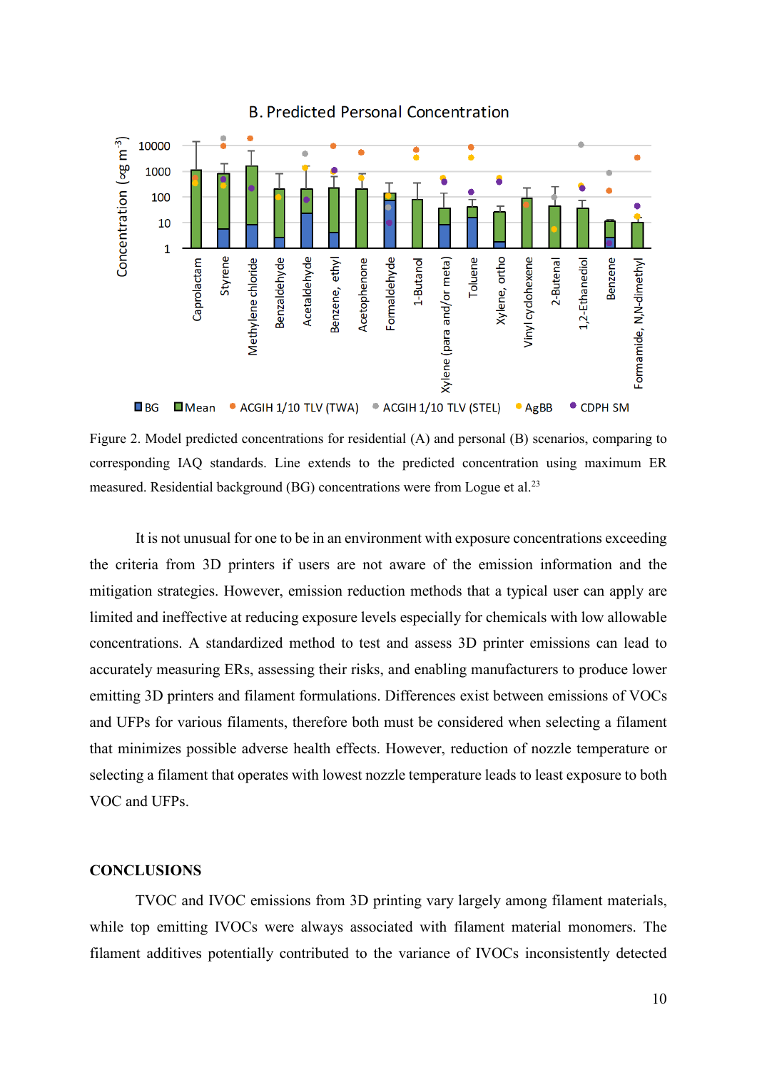B. Predicted Personal Concentration

Figure 2. Model predicted concentrations for residential (A) and personal (B) scenarios, comparing to corresponding IAQ standards. Line extends to the predicted concentration using maximum ER measured. Residential background (BG) concentrations were from Logue et al.[23]

It is not unusual for one to be in an environment with exposure concentrations exceeding the criteria from 3D printers if users are not aware of the emission information and the mitigation strategies. However, emission reduction methods that a typical user can apply are limited and ineffective at reducing exposure levels especially for chemicals with low allowable concentrations. A standardized method to test and assess 3D printer emissions can lead to accurately measuring ERs, assessing their risks, and enabling manufacturers to produce lower emitting 3D printers and filament formulations. Differences exist between emissions of VOCs and UFPs for various filaments, therefore both must be considered when selecting a filament that minimizes possible adverse health effects. However, reduction of nozzle temperature or selecting a filament that operates with lowest nozzle temperature leads to least exposure to both VOC and UFPs.

## CONCLUSIONS

TVOC and IVOC emissions from 3D printing vary largely among filament materials, while top emitting IVOCs were always associated with filament material monomers. The filament additives potentially contributed to the variance of IVOCs inconsistently detected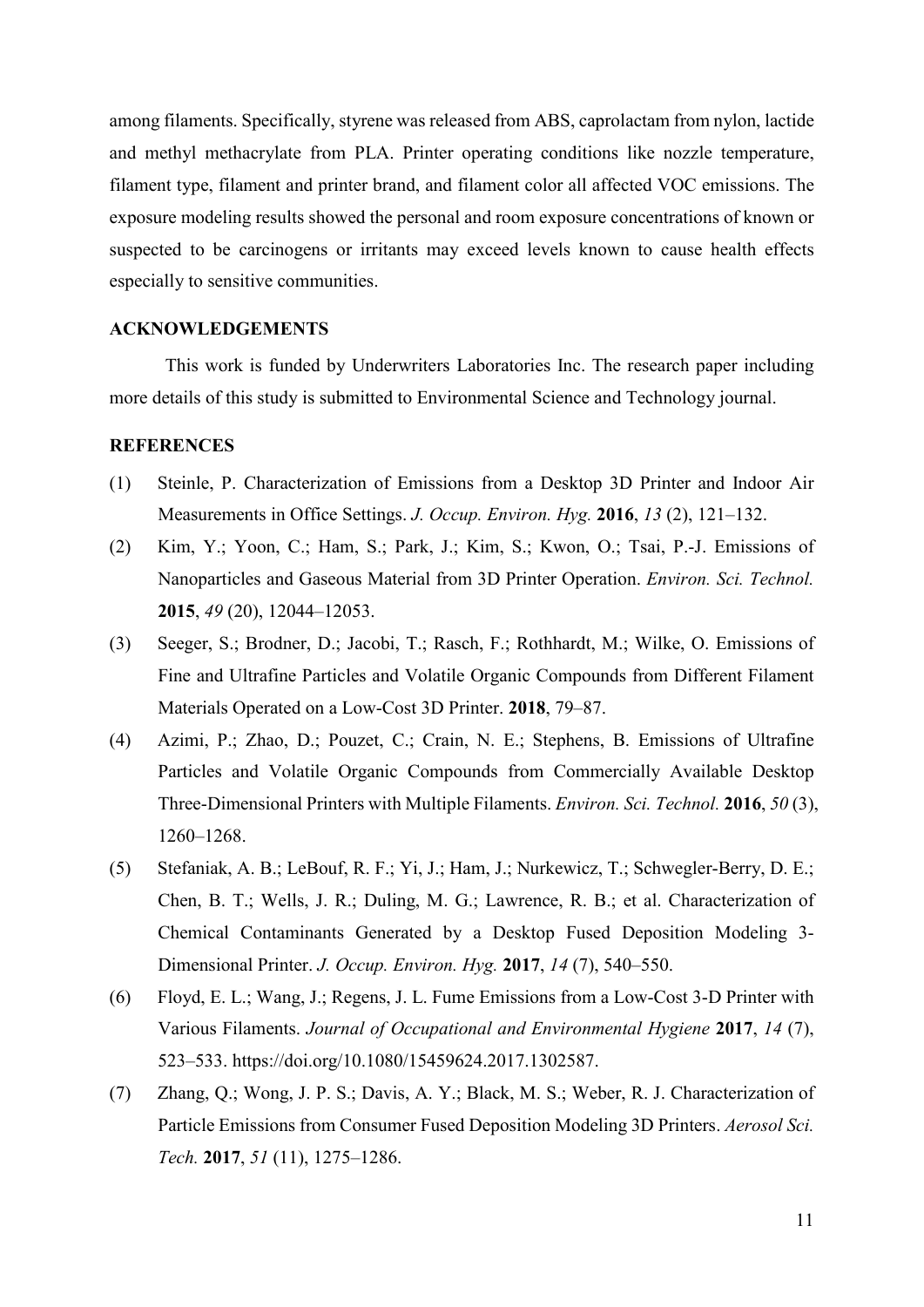among filaments. Specifically, styrene was released from ABS, caprolactam from nylon, lactide and methyl methacrylate from PLA. Printer operating conditions like nozzle temperature, filament type, filament and printer brand, and filament color all affected VOC emissions. The exposure modeling results showed the personal and room exposure concentrations of known or suspected to be carcinogens or irritants may exceed levels known to cause health effects especially to sensitive communities.

## ACKNOWLEDGEMENTS

This work is funded by Underwriters Laboratories Inc. The research paper including more details of this study is submitted to Environmental Science and Technology journal.

## REFERENCES

(1) Steinle, P. Characterization of Emissions from a Desktop 3D Printer and Indoor Air Measurements in Office Settings. *J. Occup. Environ. Hyg.* **2016**, *13* (2), 121–132.

(2) Kim, Y.; Yoon, C.; Ham, S.; Park, J.; Kim, S.; Kwon, O.; Tsai, P.-J. Emissions of Nanoparticles and Gaseous Material from 3D Printer Operation. *Environ. Sci. Technol.* **2015**, *49* (20), 12044–12053.

(3) Seeger, S.; Brodner, D.; Jacobi, T.; Rasch, F.; Rothhardt, M.; Wilke, O. Emissions of Fine and Ultrafine Particles and Volatile Organic Compounds from Different Filament Materials Operated on a Low-Cost 3D Printer. **2018**, 79–87.

(4) Azimi, P.; Zhao, D.; Pouzet, C.; Crain, N. E.; Stephens, B. Emissions of Ultrafine Particles and Volatile Organic Compounds from Commercially Available Desktop Three-Dimensional Printers with Multiple Filaments. *Environ. Sci. Technol.* **2016**, *50* (3), 1260–1268.

(5) Stefaniak, A. B.; LeBouf, R. F.; Yi, J.; Ham, J.; Nurkewicz, T.; Schwegler-Berry, D. E.; Chen, B. T.; Wells, J. R.; Duling, M. G.; Lawrence, R. B.; et al. Characterization of Chemical Contaminants Generated by a Desktop Fused Deposition Modeling 3-Dimensional Printer. *J. Occup. Environ. Hyg.* **2017**, *14* (7), 540–550.

(6) Floyd, E. L.; Wang, J.; Regens, J. L. Fume Emissions from a Low-Cost 3-D Printer with Various Filaments. *Journal of Occupational and Environmental Hygiene* **2017**, *14* (7), 523–533. https://doi.org/10.1080/15459624.2017.1302587.

(7) Zhang, Q.; Wong, J. P. S.; Davis, A. Y.; Black, M. S.; Weber, R. J. Characterization of Particle Emissions from Consumer Fused Deposition Modeling 3D Printers. *Aerosol Sci. Tech.* **2017**, *51* (11), 1275–1286.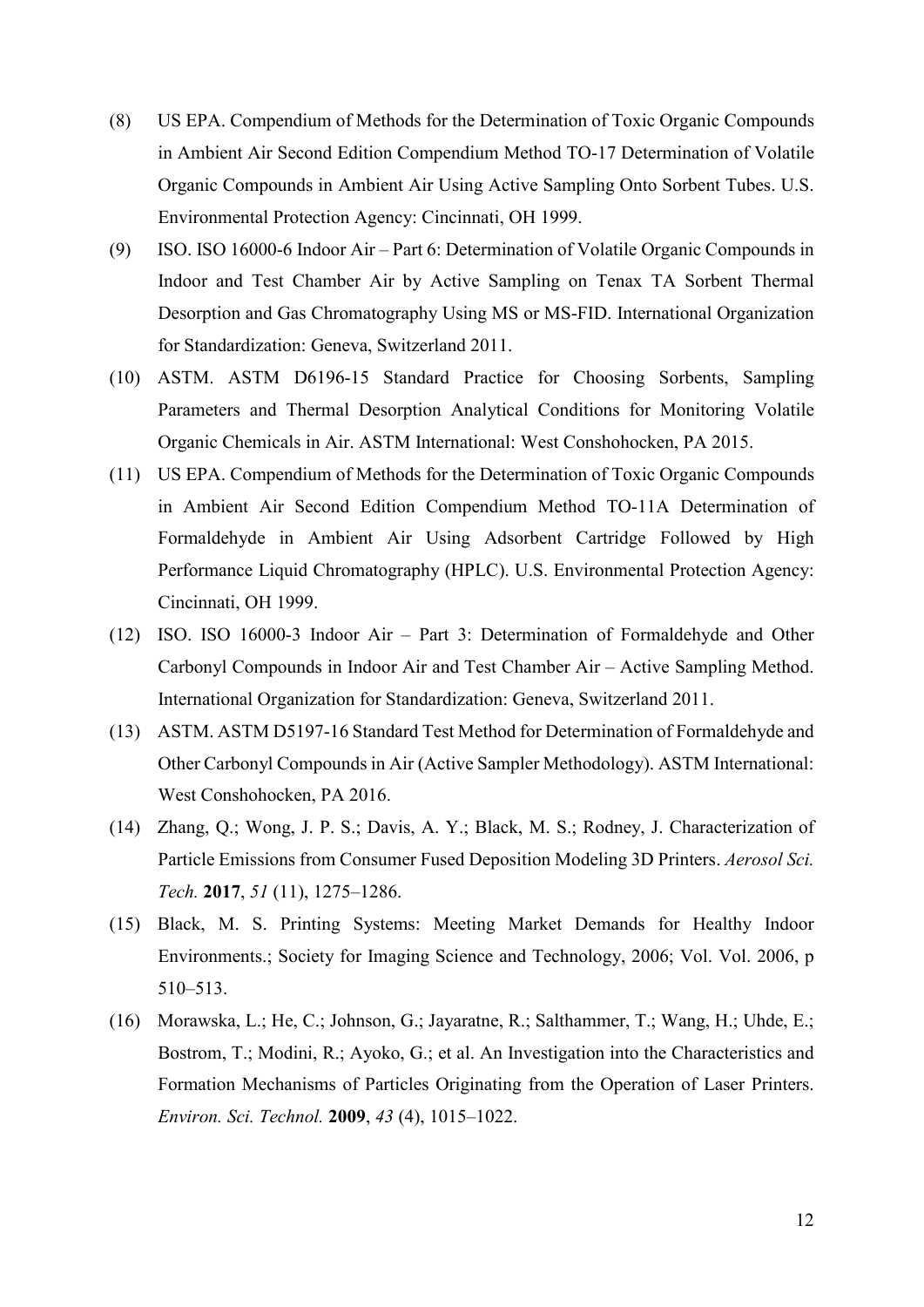(8) US EPA. Compendium of Methods for the Determination of Toxic Organic Compounds in Ambient Air Second Edition Compendium Method TO-17 Determination of Volatile Organic Compounds in Ambient Air Using Active Sampling Onto Sorbent Tubes. U.S. Environmental Protection Agency: Cincinnati, OH 1999.

(9) ISO. ISO 16000-6 Indoor Air – Part 6: Determination of Volatile Organic Compounds in Indoor and Test Chamber Air by Active Sampling on Tenax TA Sorbent Thermal Desorption and Gas Chromatography Using MS or MS-FID. International Organization for Standardization: Geneva, Switzerland 2011.

(10) ASTM. ASTM D6196-15 Standard Practice for Choosing Sorbents, Sampling Parameters and Thermal Desorption Analytical Conditions for Monitoring Volatile Organic Chemicals in Air. ASTM International: West Conshohocken, PA 2015.

(11) US EPA. Compendium of Methods for the Determination of Toxic Organic Compounds in Ambient Air Second Edition Compendium Method TO-11A Determination of Formaldehyde in Ambient Air Using Adsorbent Cartridge Followed by High Performance Liquid Chromatography (HPLC). U.S. Environmental Protection Agency: Cincinnati, OH 1999.

(12) ISO. ISO 16000-3 Indoor Air – Part 3: Determination of Formaldehyde and Other Carbonyl Compounds in Indoor Air and Test Chamber Air – Active Sampling Method. International Organization for Standardization: Geneva, Switzerland 2011.

(13) ASTM. ASTM D5197-16 Standard Test Method for Determination of Formaldehyde and Other Carbonyl Compounds in Air (Active Sampler Methodology). ASTM International: West Conshohocken, PA 2016.

(14) Zhang, Q.; Wong, J. P. S.; Davis, A. Y.; Black, M. S.; Rodney, J. Characterization of Particle Emissions from Consumer Fused Deposition Modeling 3D Printers. *Aerosol Sci. Tech.* **2017**, *51* (11), 1275–1286.

(15) Black, M. S. Printing Systems: Meeting Market Demands for Healthy Indoor Environments.; Society for Imaging Science and Technology, 2006; Vol. Vol. 2006, p 510–513.

(16) Morawska, L.; He, C.; Johnson, G.; Jayaratne, R.; Salthammer, T.; Wang, H.; Uhde, E.; Bostrom, T.; Modini, R.; Ayoko, G.; et al. An Investigation into the Characteristics and Formation Mechanisms of Particles Originating from the Operation of Laser Printers. *Environ. Sci. Technol.* **2009**, *43* (4), 1015–1022.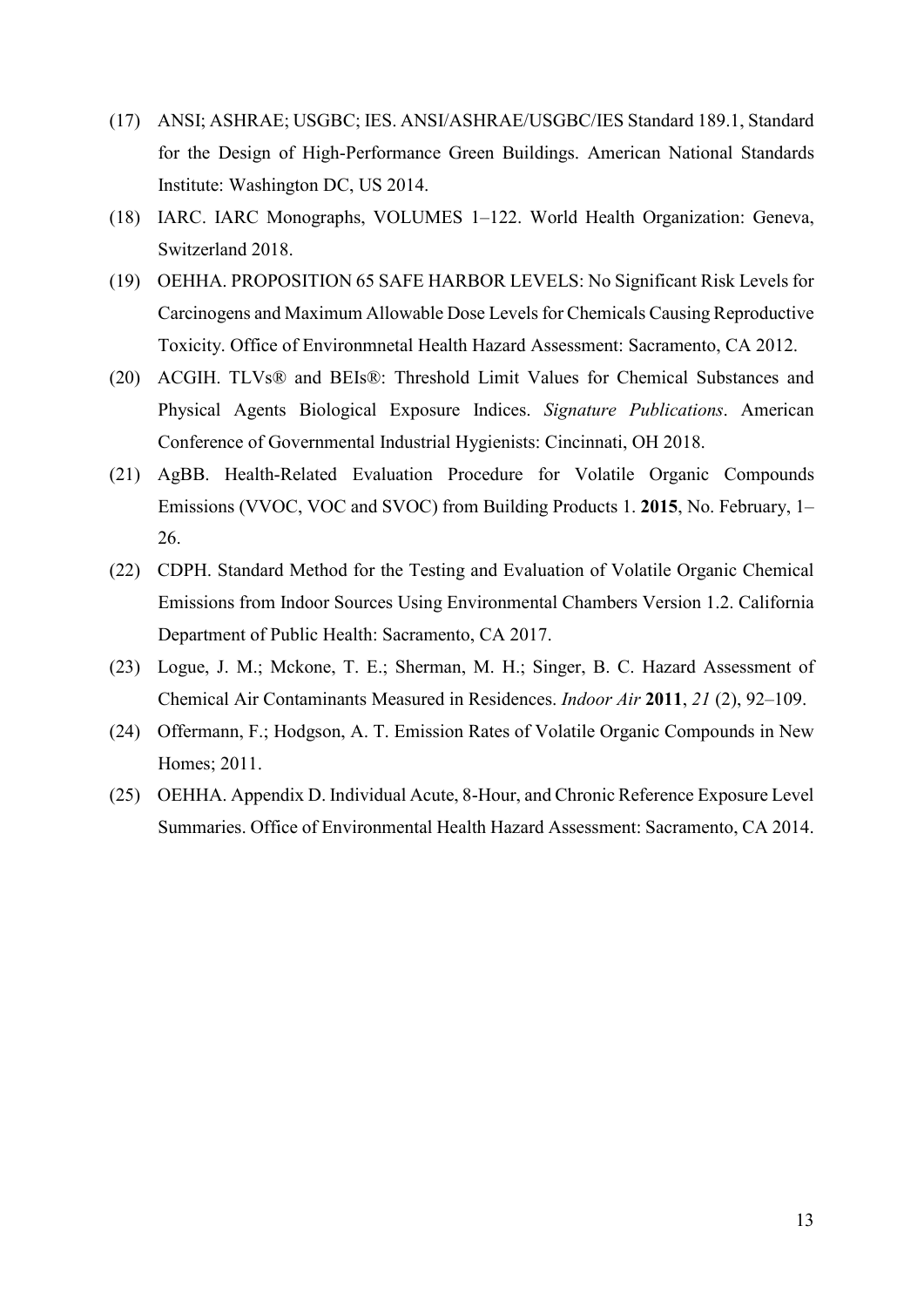(17) ANSI; ASHRAE; USGBC; IES. ANSI/ASHRAE/USGBC/IES Standard 189.1, Standard for the Design of High-Performance Green Buildings. American National Standards Institute: Washington DC, US 2014.

(18) IARC. IARC Monographs, VOLUMES 1–122. World Health Organization: Geneva, Switzerland 2018.

(19) OEHHA. PROPOSITION 65 SAFE HARBOR LEVELS: No Significant Risk Levels for Carcinogens and Maximum Allowable Dose Levels for Chemicals Causing Reproductive Toxicity. Office of Environmnetal Health Hazard Assessment: Sacramento, CA 2012.

(20) ACGIH. TLVs® and BEIs®: Threshold Limit Values for Chemical Substances and Physical Agents Biological Exposure Indices. *Signature Publications*. American Conference of Governmental Industrial Hygienists: Cincinnati, OH 2018.

(21) AgBB. Health-Related Evaluation Procedure for Volatile Organic Compounds Emissions (VVOC, VOC and SVOC) from Building Products 1. **2015**, No. February, 1–26.

(22) CDPH. Standard Method for the Testing and Evaluation of Volatile Organic Chemical Emissions from Indoor Sources Using Environmental Chambers Version 1.2. California Department of Public Health: Sacramento, CA 2017.

(23) Logue, J. M.; Mckone, T. E.; Sherman, M. H.; Singer, B. C. Hazard Assessment of Chemical Air Contaminants Measured in Residences. *Indoor Air* **2011**, *21* (2), 92–109.

(24) Offermann, F.; Hodgson, A. T. Emission Rates of Volatile Organic Compounds in New Homes; 2011.

(25) OEHHA. Appendix D. Individual Acute, 8-Hour, and Chronic Reference Exposure Level Summaries. Office of Environmental Health Hazard Assessment: Sacramento, CA 2014.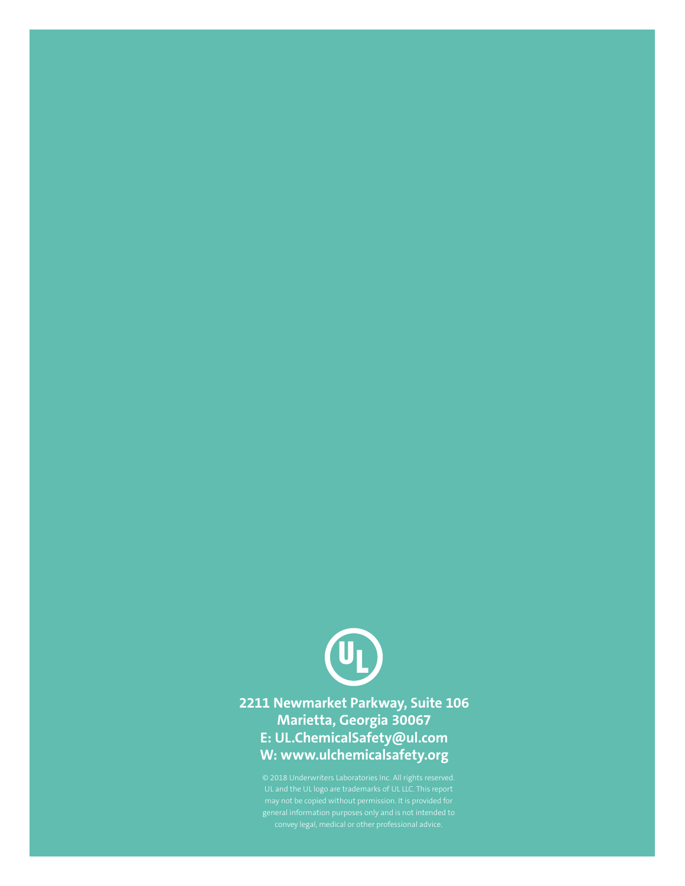**2211 Newmarket Parkway, Suite 106**
**Marietta, Georgia 30067**
**E: UL.ChemicalSafety@ul.com**
**W: www.ulchemicalsafety.org**

© 2018 Underwriters Laboratories Inc. All rights reserved. UL and the UL logo are trademarks of UL LLC. This report may not be copied without permission. It is provided for general information purposes only and is not intended to convey legal, medical or other professional advice.